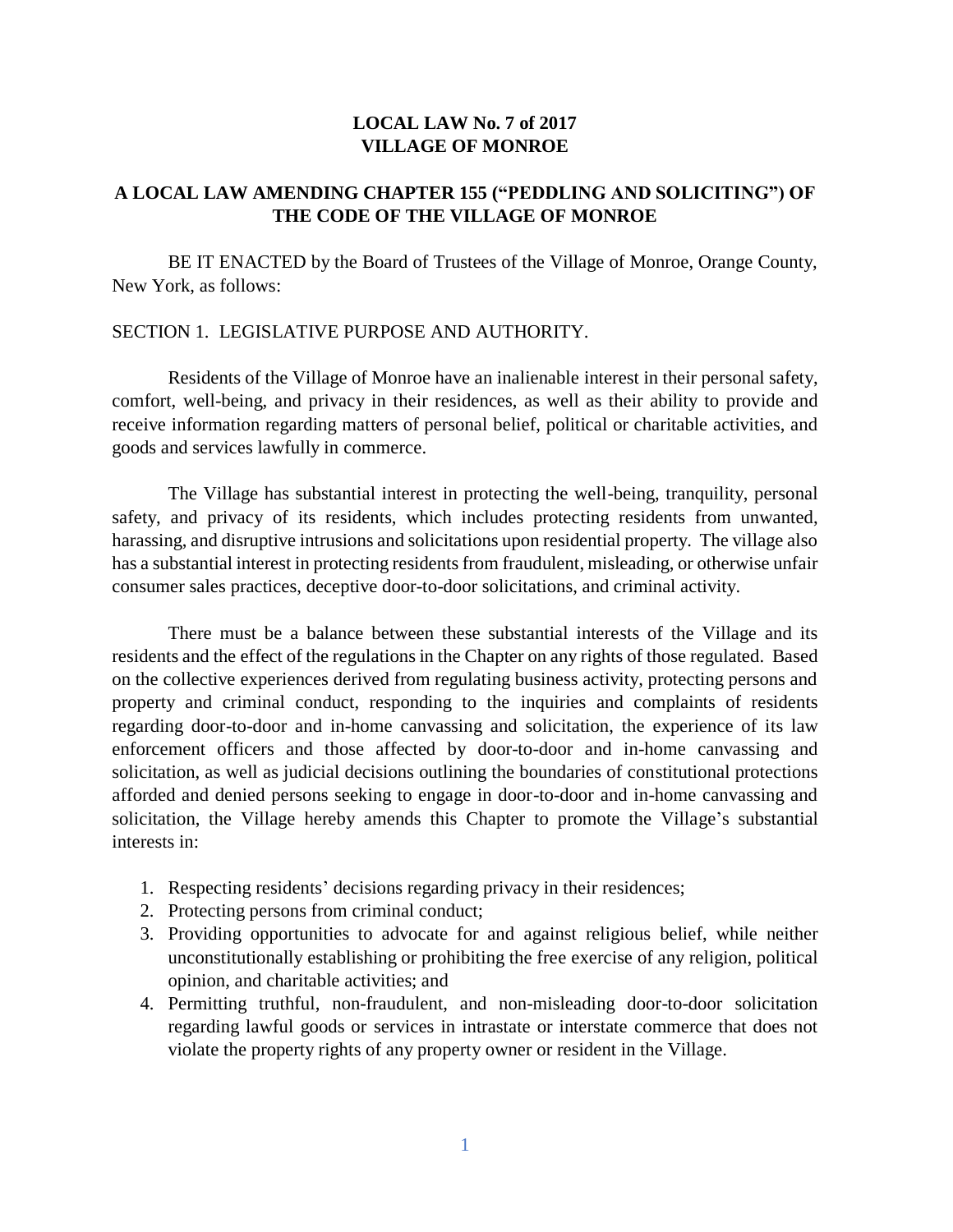# LOCAL LAW No. 7 of 2017
# VILLAGE OF MONROE

## A LOCAL LAW AMENDING CHAPTER 155 ("PEDDLING AND SOLICITING") OF THE CODE OF THE VILLAGE OF MONROE

BE IT ENACTED by the Board of Trustees of the Village of Monroe, Orange County, New York, as follows:

SECTION 1. LEGISLATIVE PURPOSE AND AUTHORITY.

Residents of the Village of Monroe have an inalienable interest in their personal safety, comfort, well-being, and privacy in their residences, as well as their ability to provide and receive information regarding matters of personal belief, political or charitable activities, and goods and services lawfully in commerce.

The Village has substantial interest in protecting the well-being, tranquility, personal safety, and privacy of its residents, which includes protecting residents from unwanted, harassing, and disruptive intrusions and solicitations upon residential property. The village also has a substantial interest in protecting residents from fraudulent, misleading, or otherwise unfair consumer sales practices, deceptive door-to-door solicitations, and criminal activity.

There must be a balance between these substantial interests of the Village and its residents and the effect of the regulations in the Chapter on any rights of those regulated. Based on the collective experiences derived from regulating business activity, protecting persons and property and criminal conduct, responding to the inquiries and complaints of residents regarding door-to-door and in-home canvassing and solicitation, the experience of its law enforcement officers and those affected by door-to-door and in-home canvassing and solicitation, as well as judicial decisions outlining the boundaries of constitutional protections afforded and denied persons seeking to engage in door-to-door and in-home canvassing and solicitation, the Village hereby amends this Chapter to promote the Village's substantial interests in:

1. Respecting residents' decisions regarding privacy in their residences;
2. Protecting persons from criminal conduct;
3. Providing opportunities to advocate for and against religious belief, while neither unconstitutionally establishing or prohibiting the free exercise of any religion, political opinion, and charitable activities; and
4. Permitting truthful, non-fraudulent, and non-misleading door-to-door solicitation regarding lawful goods or services in intrastate or interstate commerce that does not violate the property rights of any property owner or resident in the Village.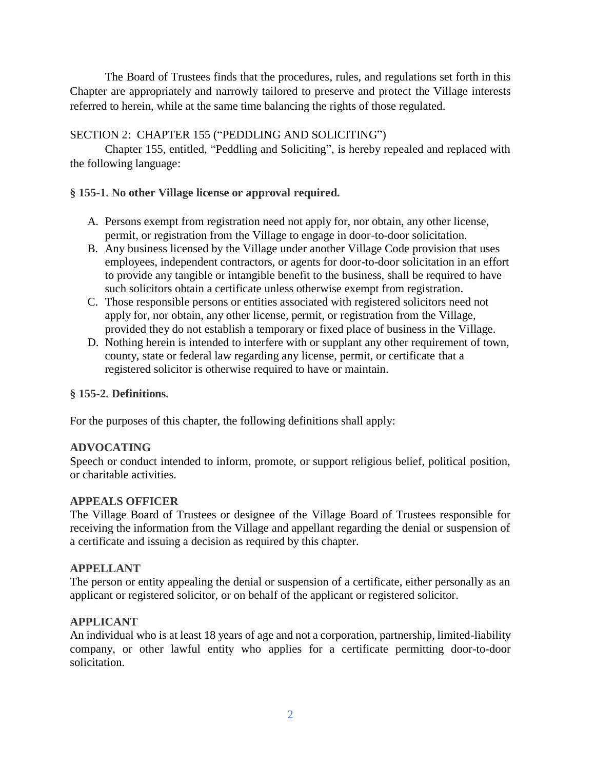The Board of Trustees finds that the procedures, rules, and regulations set forth in this Chapter are appropriately and narrowly tailored to preserve and protect the Village interests referred to herein, while at the same time balancing the rights of those regulated.

SECTION 2: CHAPTER 155 ("PEDDLING AND SOLICITING")

Chapter 155, entitled, "Peddling and Soliciting", is hereby repealed and replaced with the following language:

**§ 155-1. No other Village license or approval required.**

A. Persons exempt from registration need not apply for, nor obtain, any other license, permit, or registration from the Village to engage in door-to-door solicitation.
B. Any business licensed by the Village under another Village Code provision that uses employees, independent contractors, or agents for door-to-door solicitation in an effort to provide any tangible or intangible benefit to the business, shall be required to have such solicitors obtain a certificate unless otherwise exempt from registration.
C. Those responsible persons or entities associated with registered solicitors need not apply for, nor obtain, any other license, permit, or registration from the Village, provided they do not establish a temporary or fixed place of business in the Village.
D. Nothing herein is intended to interfere with or supplant any other requirement of town, county, state or federal law regarding any license, permit, or certificate that a registered solicitor is otherwise required to have or maintain.

**§ 155-2. Definitions.**

For the purposes of this chapter, the following definitions shall apply:

**ADVOCATING**
Speech or conduct intended to inform, promote, or support religious belief, political position, or charitable activities.

**APPEALS OFFICER**
The Village Board of Trustees or designee of the Village Board of Trustees responsible for receiving the information from the Village and appellant regarding the denial or suspension of a certificate and issuing a decision as required by this chapter.

**APPELLANT**
The person or entity appealing the denial or suspension of a certificate, either personally as an applicant or registered solicitor, or on behalf of the applicant or registered solicitor.

**APPLICANT**
An individual who is at least 18 years of age and not a corporation, partnership, limited-liability company, or other lawful entity who applies for a certificate permitting door-to-door solicitation.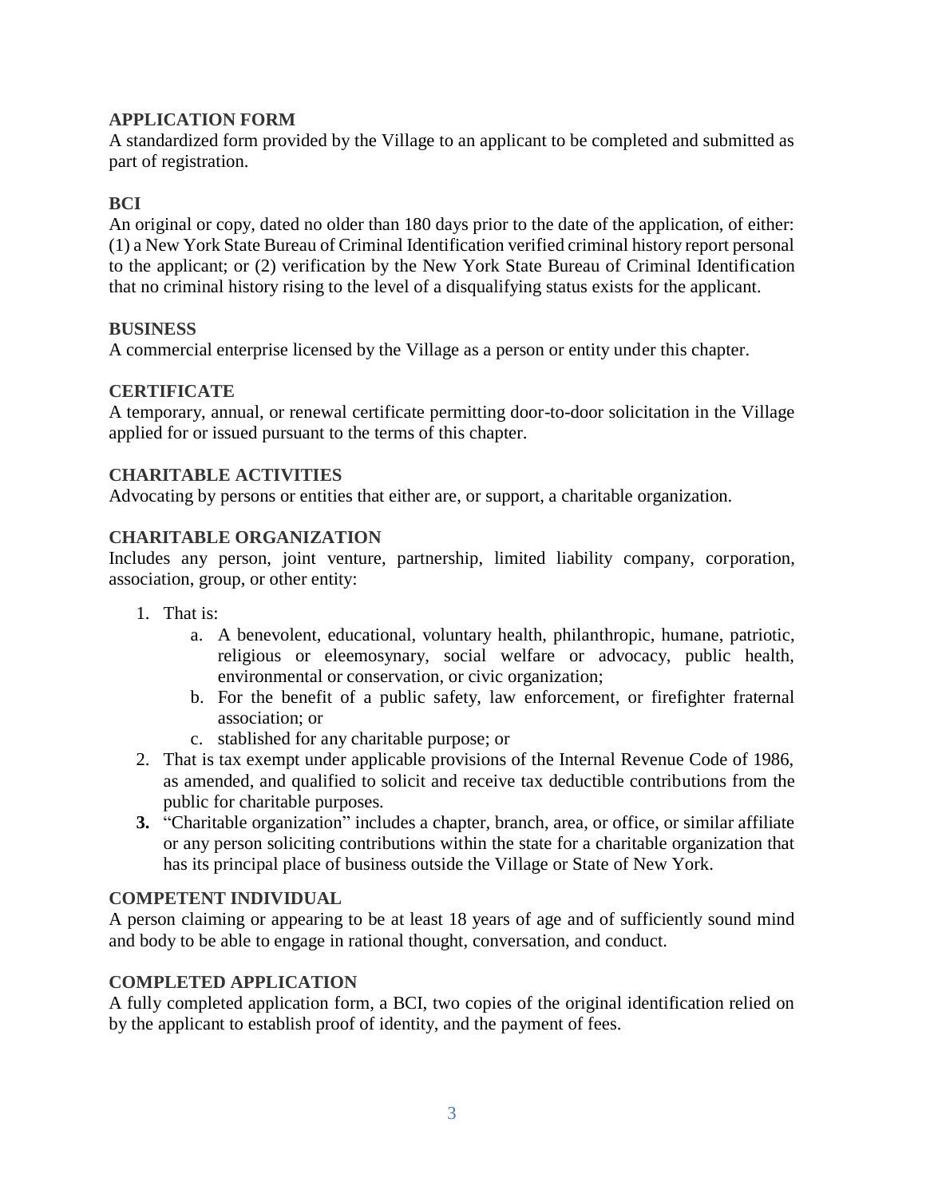**APPLICATION FORM**
A standardized form provided by the Village to an applicant to be completed and submitted as part of registration.

**BCI**
An original or copy, dated no older than 180 days prior to the date of the application, of either: (1) a New York State Bureau of Criminal Identification verified criminal history report personal to the applicant; or (2) verification by the New York State Bureau of Criminal Identification that no criminal history rising to the level of a disqualifying status exists for the applicant.

**BUSINESS**
A commercial enterprise licensed by the Village as a person or entity under this chapter.

**CERTIFICATE**
A temporary, annual, or renewal certificate permitting door-to-door solicitation in the Village applied for or issued pursuant to the terms of this chapter.

**CHARITABLE ACTIVITIES**
Advocating by persons or entities that either are, or support, a charitable organization.

**CHARITABLE ORGANIZATION**
Includes any person, joint venture, partnership, limited liability company, corporation, association, group, or other entity:

1. That is:
    a. A benevolent, educational, voluntary health, philanthropic, humane, patriotic, religious or eleemosynary, social welfare or advocacy, public health, environmental or conservation, or civic organization;
    b. For the benefit of a public safety, law enforcement, or firefighter fraternal association; or
    c. stablished for any charitable purpose; or
2. That is tax exempt under applicable provisions of the Internal Revenue Code of 1986, as amended, and qualified to solicit and receive tax deductible contributions from the public for charitable purposes.
3. "Charitable organization" includes a chapter, branch, area, or office, or similar affiliate or any person soliciting contributions within the state for a charitable organization that has its principal place of business outside the Village or State of New York.

**COMPETENT INDIVIDUAL**
A person claiming or appearing to be at least 18 years of age and of sufficiently sound mind and body to be able to engage in rational thought, conversation, and conduct.

**COMPLETED APPLICATION**
A fully completed application form, a BCI, two copies of the original identification relied on by the applicant to establish proof of identity, and the payment of fees.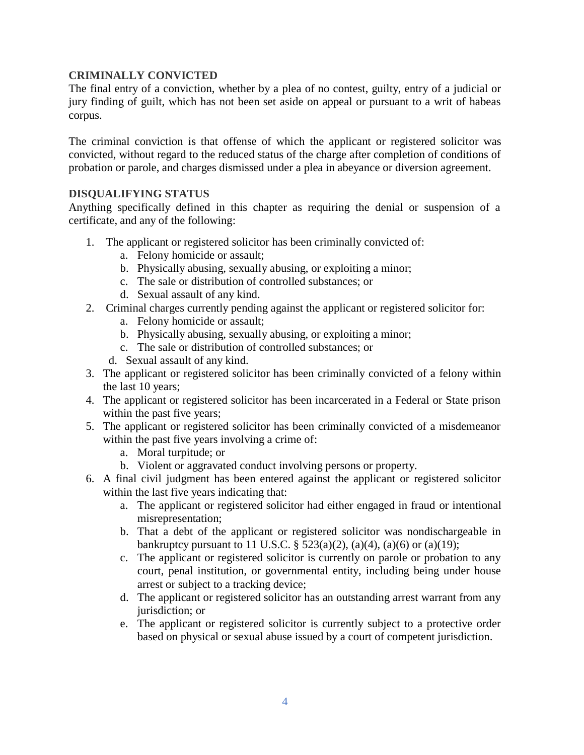**CRIMINALLY CONVICTED**

The final entry of a conviction, whether by a plea of no contest, guilty, entry of a judicial or jury finding of guilt, which has not been set aside on appeal or pursuant to a writ of habeas corpus.

The criminal conviction is that offense of which the applicant or registered solicitor was convicted, without regard to the reduced status of the charge after completion of conditions of probation or parole, and charges dismissed under a plea in abeyance or diversion agreement.

**DISQUALIFYING STATUS**

Anything specifically defined in this chapter as requiring the denial or suspension of a certificate, and any of the following:

1. The applicant or registered solicitor has been criminally convicted of:
   a. Felony homicide or assault;
   b. Physically abusing, sexually abusing, or exploiting a minor;
   c. The sale or distribution of controlled substances; or
   d. Sexual assault of any kind.
2. Criminal charges currently pending against the applicant or registered solicitor for:
   a. Felony homicide or assault;
   b. Physically abusing, sexually abusing, or exploiting a minor;
   c. The sale or distribution of controlled substances; or
   d. Sexual assault of any kind.
3. The applicant or registered solicitor has been criminally convicted of a felony within the last 10 years;
4. The applicant or registered solicitor has been incarcerated in a Federal or State prison within the past five years;
5. The applicant or registered solicitor has been criminally convicted of a misdemeanor within the past five years involving a crime of:
   a. Moral turpitude; or
   b. Violent or aggravated conduct involving persons or property.
6. A final civil judgment has been entered against the applicant or registered solicitor within the last five years indicating that:
   a. The applicant or registered solicitor had either engaged in fraud or intentional misrepresentation;
   b. That a debt of the applicant or registered solicitor was nondischargeable in bankruptcy pursuant to 11 U.S.C. § 523(a)(2), (a)(4), (a)(6) or (a)(19);
   c. The applicant or registered solicitor is currently on parole or probation to any court, penal institution, or governmental entity, including being under house arrest or subject to a tracking device;
   d. The applicant or registered solicitor has an outstanding arrest warrant from any jurisdiction; or
   e. The applicant or registered solicitor is currently subject to a protective order based on physical or sexual abuse issued by a court of competent jurisdiction.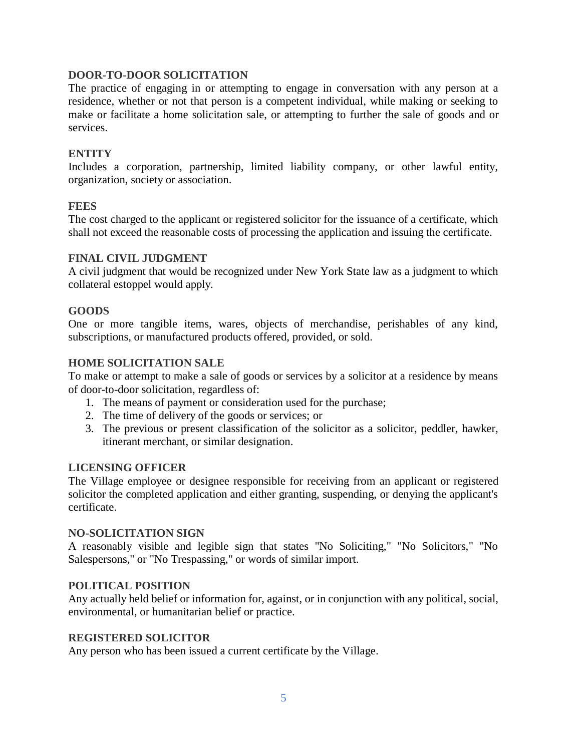**DOOR-TO-DOOR SOLICITATION**

The practice of engaging in or attempting to engage in conversation with any person at a residence, whether or not that person is a competent individual, while making or seeking to make or facilitate a home solicitation sale, or attempting to further the sale of goods and or services.

**ENTITY**

Includes a corporation, partnership, limited liability company, or other lawful entity, organization, society or association.

**FEES**

The cost charged to the applicant or registered solicitor for the issuance of a certificate, which shall not exceed the reasonable costs of processing the application and issuing the certificate.

**FINAL CIVIL JUDGMENT**

A civil judgment that would be recognized under New York State law as a judgment to which collateral estoppel would apply.

**GOODS**

One or more tangible items, wares, objects of merchandise, perishables of any kind, subscriptions, or manufactured products offered, provided, or sold.

**HOME SOLICITATION SALE**

To make or attempt to make a sale of goods or services by a solicitor at a residence by means of door-to-door solicitation, regardless of:

1. The means of payment or consideration used for the purchase;
2. The time of delivery of the goods or services; or
3. The previous or present classification of the solicitor as a solicitor, peddler, hawker, itinerant merchant, or similar designation.

**LICENSING OFFICER**

The Village employee or designee responsible for receiving from an applicant or registered solicitor the completed application and either granting, suspending, or denying the applicant's certificate.

**NO-SOLICITATION SIGN**

A reasonably visible and legible sign that states "No Soliciting," "No Solicitors," "No Salespersons," or "No Trespassing," or words of similar import.

**POLITICAL POSITION**

Any actually held belief or information for, against, or in conjunction with any political, social, environmental, or humanitarian belief or practice.

**REGISTERED SOLICITOR**

Any person who has been issued a current certificate by the Village.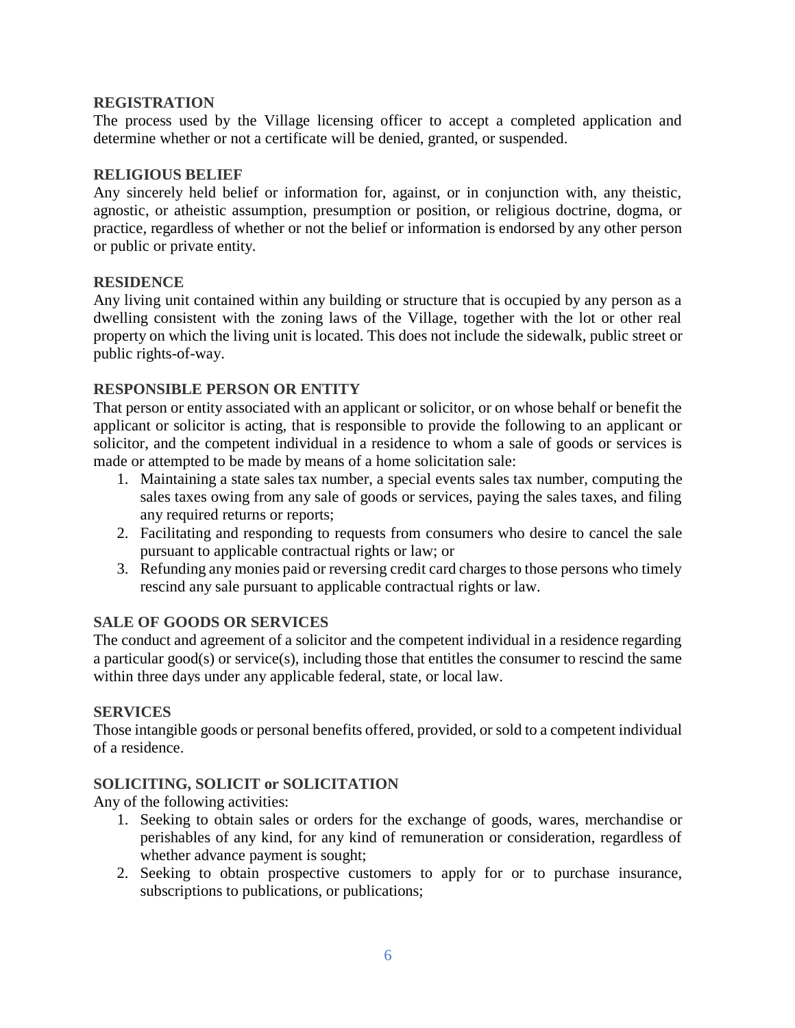**REGISTRATION**
The process used by the Village licensing officer to accept a completed application and determine whether or not a certificate will be denied, granted, or suspended.

**RELIGIOUS BELIEF**
Any sincerely held belief or information for, against, or in conjunction with, any theistic, agnostic, or atheistic assumption, presumption or position, or religious doctrine, dogma, or practice, regardless of whether or not the belief or information is endorsed by any other person or public or private entity.

**RESIDENCE**
Any living unit contained within any building or structure that is occupied by any person as a dwelling consistent with the zoning laws of the Village, together with the lot or other real property on which the living unit is located. This does not include the sidewalk, public street or public rights-of-way.

**RESPONSIBLE PERSON OR ENTITY**
That person or entity associated with an applicant or solicitor, or on whose behalf or benefit the applicant or solicitor is acting, that is responsible to provide the following to an applicant or solicitor, and the competent individual in a residence to whom a sale of goods or services is made or attempted to be made by means of a home solicitation sale:

1. Maintaining a state sales tax number, a special events sales tax number, computing the sales taxes owing from any sale of goods or services, paying the sales taxes, and filing any required returns or reports;
2. Facilitating and responding to requests from consumers who desire to cancel the sale pursuant to applicable contractual rights or law; or
3. Refunding any monies paid or reversing credit card charges to those persons who timely rescind any sale pursuant to applicable contractual rights or law.

**SALE OF GOODS OR SERVICES**
The conduct and agreement of a solicitor and the competent individual in a residence regarding a particular good(s) or service(s), including those that entitles the consumer to rescind the same within three days under any applicable federal, state, or local law.

**SERVICES**
Those intangible goods or personal benefits offered, provided, or sold to a competent individual of a residence.

**SOLICITING, SOLICIT or SOLICITATION**
Any of the following activities:

1. Seeking to obtain sales or orders for the exchange of goods, wares, merchandise or perishables of any kind, for any kind of remuneration or consideration, regardless of whether advance payment is sought;
2. Seeking to obtain prospective customers to apply for or to purchase insurance, subscriptions to publications, or publications;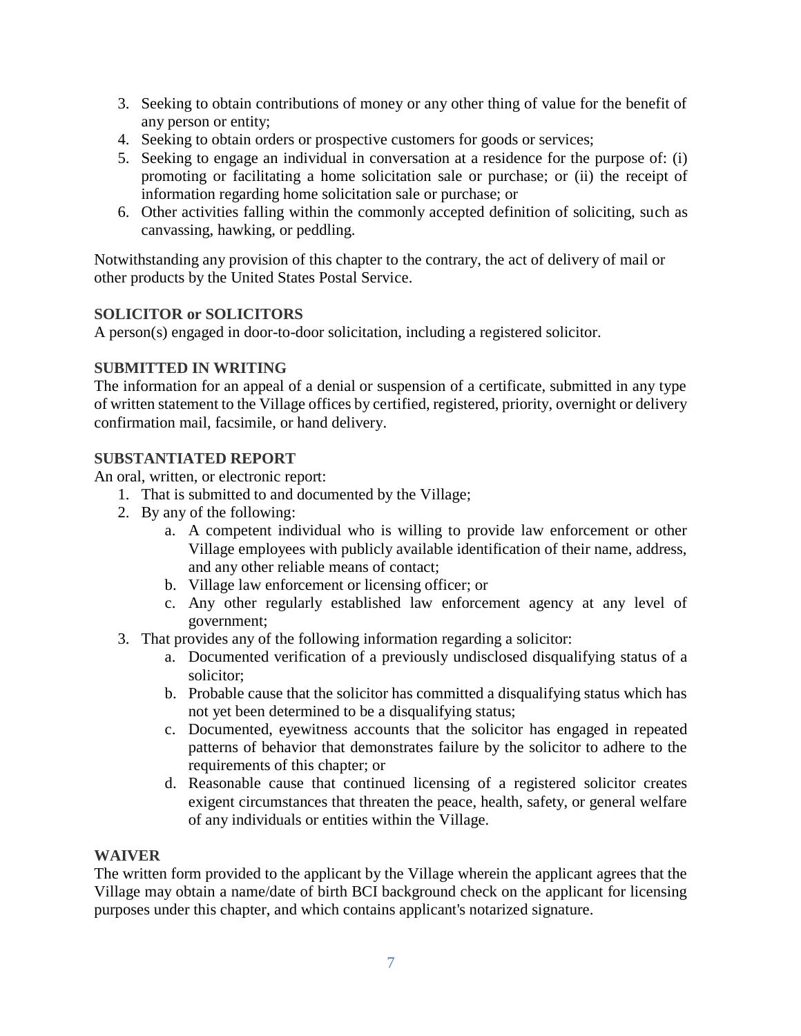3. Seeking to obtain contributions of money or any other thing of value for the benefit of any person or entity;
4. Seeking to obtain orders or prospective customers for goods or services;
5. Seeking to engage an individual in conversation at a residence for the purpose of: (i) promoting or facilitating a home solicitation sale or purchase; or (ii) the receipt of information regarding home solicitation sale or purchase; or
6. Other activities falling within the commonly accepted definition of soliciting, such as canvassing, hawking, or peddling.

Notwithstanding any provision of this chapter to the contrary, the act of delivery of mail or other products by the United States Postal Service.

**SOLICITOR or SOLICITORS**

A person(s) engaged in door-to-door solicitation, including a registered solicitor.

**SUBMITTED IN WRITING**

The information for an appeal of a denial or suspension of a certificate, submitted in any type of written statement to the Village offices by certified, registered, priority, overnight or delivery confirmation mail, facsimile, or hand delivery.

**SUBSTANTIATED REPORT**

An oral, written, or electronic report:

1. That is submitted to and documented by the Village;
2. By any of the following:
   a. A competent individual who is willing to provide law enforcement or other Village employees with publicly available identification of their name, address, and any other reliable means of contact;
   b. Village law enforcement or licensing officer; or
   c. Any other regularly established law enforcement agency at any level of government;
3. That provides any of the following information regarding a solicitor:
   a. Documented verification of a previously undisclosed disqualifying status of a solicitor;
   b. Probable cause that the solicitor has committed a disqualifying status which has not yet been determined to be a disqualifying status;
   c. Documented, eyewitness accounts that the solicitor has engaged in repeated patterns of behavior that demonstrates failure by the solicitor to adhere to the requirements of this chapter; or
   d. Reasonable cause that continued licensing of a registered solicitor creates exigent circumstances that threaten the peace, health, safety, or general welfare of any individuals or entities within the Village.

**WAIVER**

The written form provided to the applicant by the Village wherein the applicant agrees that the Village may obtain a name/date of birth BCI background check on the applicant for licensing purposes under this chapter, and which contains applicant's notarized signature.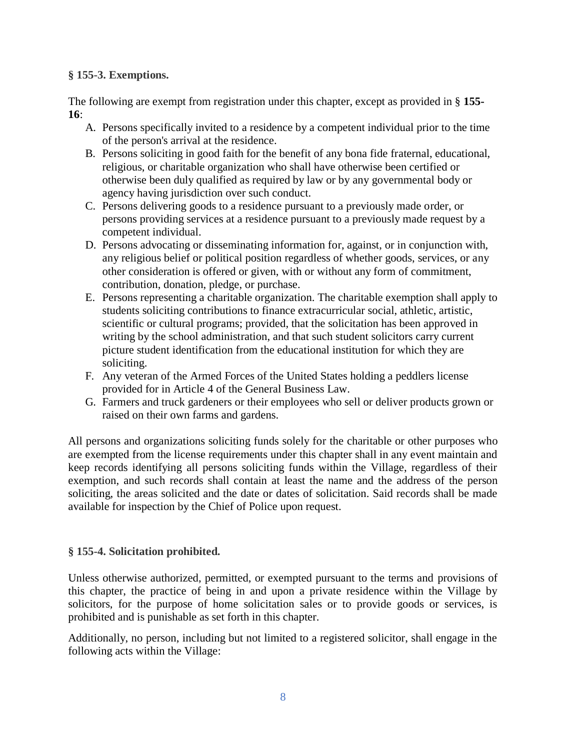### § 155-3. Exemptions.

The following are exempt from registration under this chapter, except as provided in § **155-16**:

A. Persons specifically invited to a residence by a competent individual prior to the time of the person's arrival at the residence.
B. Persons soliciting in good faith for the benefit of any bona fide fraternal, educational, religious, or charitable organization who shall have otherwise been certified or otherwise been duly qualified as required by law or by any governmental body or agency having jurisdiction over such conduct.
C. Persons delivering goods to a residence pursuant to a previously made order, or persons providing services at a residence pursuant to a previously made request by a competent individual.
D. Persons advocating or disseminating information for, against, or in conjunction with, any religious belief or political position regardless of whether goods, services, or any other consideration is offered or given, with or without any form of commitment, contribution, donation, pledge, or purchase.
E. Persons representing a charitable organization. The charitable exemption shall apply to students soliciting contributions to finance extracurricular social, athletic, artistic, scientific or cultural programs; provided, that the solicitation has been approved in writing by the school administration, and that such student solicitors carry current picture student identification from the educational institution for which they are soliciting.
F. Any veteran of the Armed Forces of the United States holding a peddlers license provided for in Article 4 of the General Business Law.
G. Farmers and truck gardeners or their employees who sell or deliver products grown or raised on their own farms and gardens.

All persons and organizations soliciting funds solely for the charitable or other purposes who are exempted from the license requirements under this chapter shall in any event maintain and keep records identifying all persons soliciting funds within the Village, regardless of their exemption, and such records shall contain at least the name and the address of the person soliciting, the areas solicited and the date or dates of solicitation. Said records shall be made available for inspection by the Chief of Police upon request.

### § 155-4. Solicitation prohibited.

Unless otherwise authorized, permitted, or exempted pursuant to the terms and provisions of this chapter, the practice of being in and upon a private residence within the Village by solicitors, for the purpose of home solicitation sales or to provide goods or services, is prohibited and is punishable as set forth in this chapter.

Additionally, no person, including but not limited to a registered solicitor, shall engage in the following acts within the Village: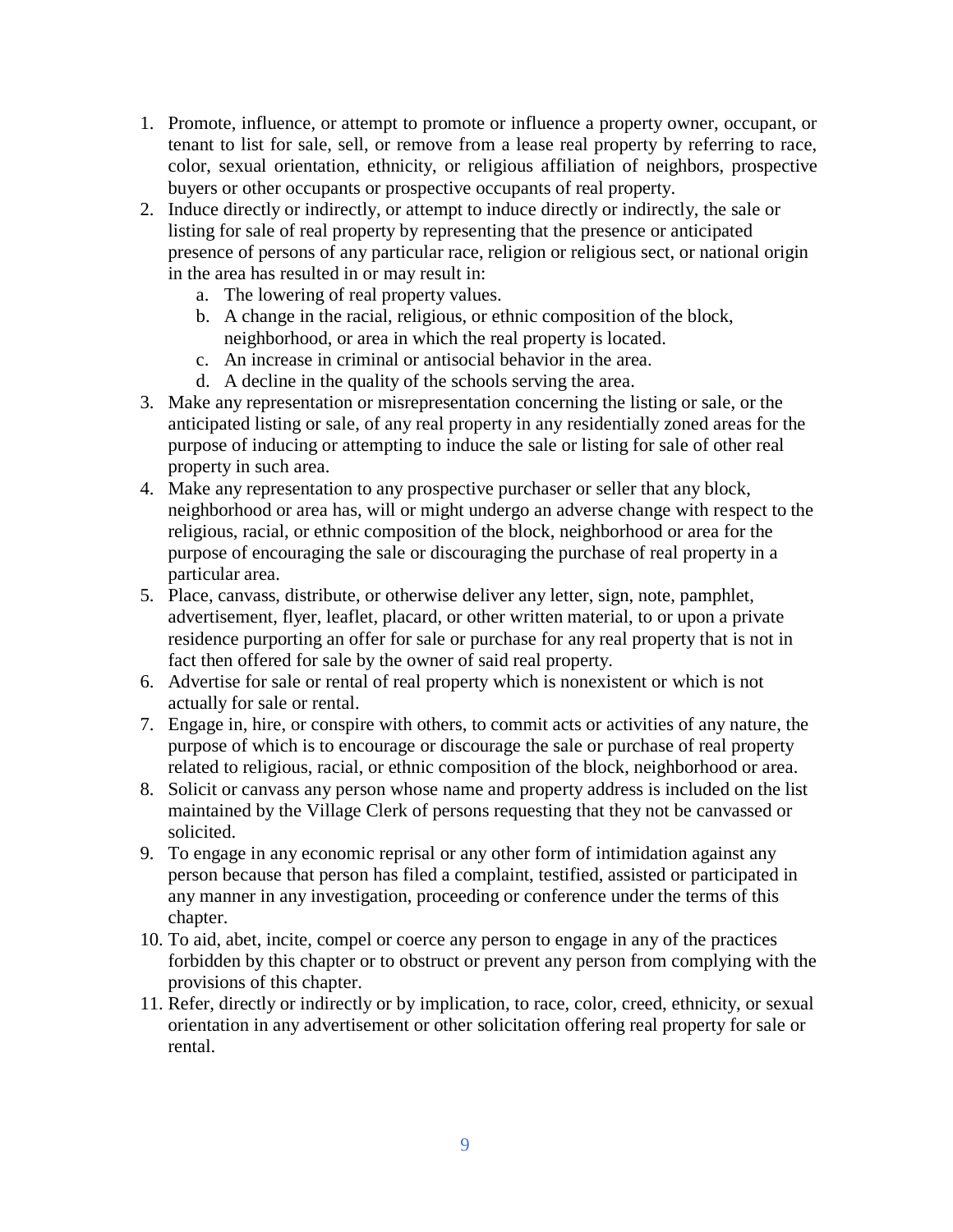1. Promote, influence, or attempt to promote or influence a property owner, occupant, or tenant to list for sale, sell, or remove from a lease real property by referring to race, color, sexual orientation, ethnicity, or religious affiliation of neighbors, prospective buyers or other occupants or prospective occupants of real property.
2. Induce directly or indirectly, or attempt to induce directly or indirectly, the sale or listing for sale of real property by representing that the presence or anticipated presence of persons of any particular race, religion or religious sect, or national origin in the area has resulted in or may result in:
   a. The lowering of real property values.
   b. A change in the racial, religious, or ethnic composition of the block, neighborhood, or area in which the real property is located.
   c. An increase in criminal or antisocial behavior in the area.
   d. A decline in the quality of the schools serving the area.
3. Make any representation or misrepresentation concerning the listing or sale, or the anticipated listing or sale, of any real property in any residentially zoned areas for the purpose of inducing or attempting to induce the sale or listing for sale of other real property in such area.
4. Make any representation to any prospective purchaser or seller that any block, neighborhood or area has, will or might undergo an adverse change with respect to the religious, racial, or ethnic composition of the block, neighborhood or area for the purpose of encouraging the sale or discouraging the purchase of real property in a particular area.
5. Place, canvass, distribute, or otherwise deliver any letter, sign, note, pamphlet, advertisement, flyer, leaflet, placard, or other written material, to or upon a private residence purporting an offer for sale or purchase for any real property that is not in fact then offered for sale by the owner of said real property.
6. Advertise for sale or rental of real property which is nonexistent or which is not actually for sale or rental.
7. Engage in, hire, or conspire with others, to commit acts or activities of any nature, the purpose of which is to encourage or discourage the sale or purchase of real property related to religious, racial, or ethnic composition of the block, neighborhood or area.
8. Solicit or canvass any person whose name and property address is included on the list maintained by the Village Clerk of persons requesting that they not be canvassed or solicited.
9. To engage in any economic reprisal or any other form of intimidation against any person because that person has filed a complaint, testified, assisted or participated in any manner in any investigation, proceeding or conference under the terms of this chapter.
10. To aid, abet, incite, compel or coerce any person to engage in any of the practices forbidden by this chapter or to obstruct or prevent any person from complying with the provisions of this chapter.
11. Refer, directly or indirectly or by implication, to race, color, creed, ethnicity, or sexual orientation in any advertisement or other solicitation offering real property for sale or rental.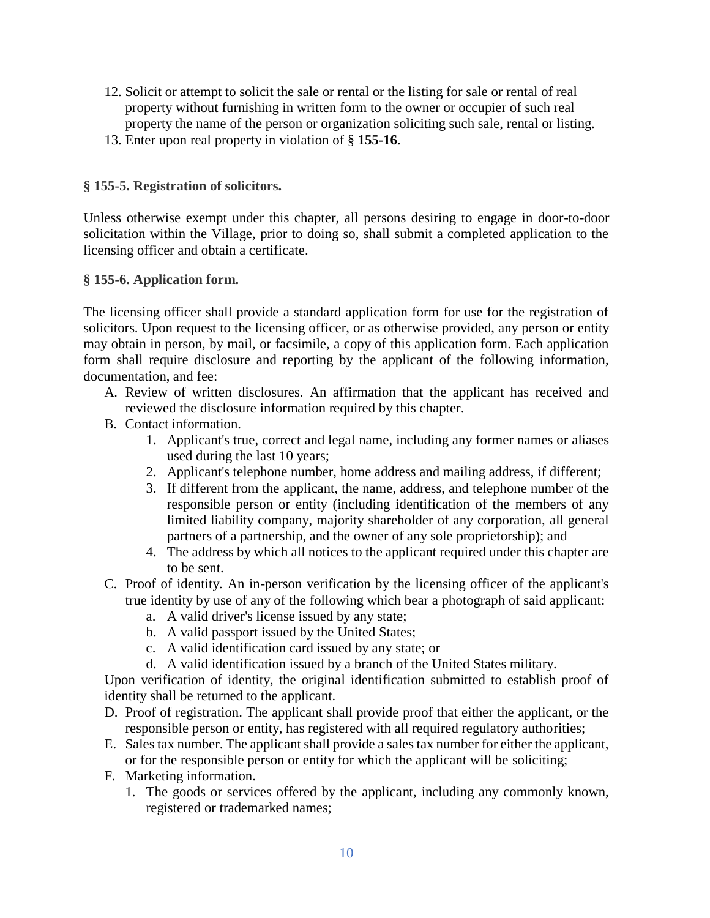12. Solicit or attempt to solicit the sale or rental or the listing for sale or rental of real property without furnishing in written form to the owner or occupier of such real property the name of the person or organization soliciting such sale, rental or listing.
13. Enter upon real property in violation of § **155-16**.

**§ 155-5. Registration of solicitors.**

Unless otherwise exempt under this chapter, all persons desiring to engage in door-to-door solicitation within the Village, prior to doing so, shall submit a completed application to the licensing officer and obtain a certificate.

**§ 155-6. Application form.**

The licensing officer shall provide a standard application form for use for the registration of solicitors. Upon request to the licensing officer, or as otherwise provided, any person or entity may obtain in person, by mail, or facsimile, a copy of this application form. Each application form shall require disclosure and reporting by the applicant of the following information, documentation, and fee:

A. Review of written disclosures. An affirmation that the applicant has received and reviewed the disclosure information required by this chapter.
B. Contact information.
    1. Applicant's true, correct and legal name, including any former names or aliases used during the last 10 years;
    2. Applicant's telephone number, home address and mailing address, if different;
    3. If different from the applicant, the name, address, and telephone number of the responsible person or entity (including identification of the members of any limited liability company, majority shareholder of any corporation, all general partners of a partnership, and the owner of any sole proprietorship); and
    4. The address by which all notices to the applicant required under this chapter are to be sent.
C. Proof of identity. An in-person verification by the licensing officer of the applicant's true identity by use of any of the following which bear a photograph of said applicant:
    a. A valid driver's license issued by any state;
    b. A valid passport issued by the United States;
    c. A valid identification card issued by any state; or
    d. A valid identification issued by a branch of the United States military.

    Upon verification of identity, the original identification submitted to establish proof of identity shall be returned to the applicant.
D. Proof of registration. The applicant shall provide proof that either the applicant, or the responsible person or entity, has registered with all required regulatory authorities;
E. Sales tax number. The applicant shall provide a sales tax number for either the applicant, or for the responsible person or entity for which the applicant will be soliciting;
F. Marketing information.
    1. The goods or services offered by the applicant, including any commonly known, registered or trademarked names;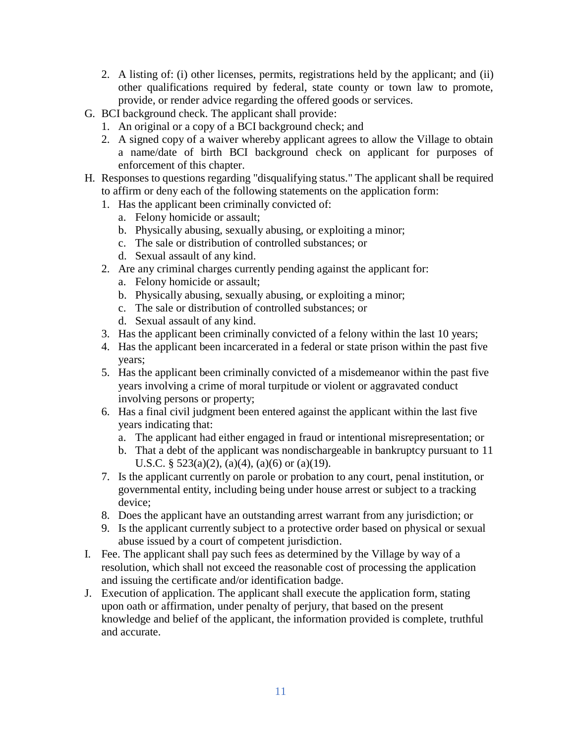2. A listing of: (i) other licenses, permits, registrations held by the applicant; and (ii) other qualifications required by federal, state county or town law to promote, provide, or render advice regarding the offered goods or services.

G. BCI background check. The applicant shall provide:
   1. An original or a copy of a BCI background check; and
   2. A signed copy of a waiver whereby applicant agrees to allow the Village to obtain a name/date of birth BCI background check on applicant for purposes of enforcement of this chapter.

H. Responses to questions regarding "disqualifying status." The applicant shall be required to affirm or deny each of the following statements on the application form:
   1. Has the applicant been criminally convicted of:
      a. Felony homicide or assault;
      b. Physically abusing, sexually abusing, or exploiting a minor;
      c. The sale or distribution of controlled substances; or
      d. Sexual assault of any kind.
   2. Are any criminal charges currently pending against the applicant for:
      a. Felony homicide or assault;
      b. Physically abusing, sexually abusing, or exploiting a minor;
      c. The sale or distribution of controlled substances; or
      d. Sexual assault of any kind.
   3. Has the applicant been criminally convicted of a felony within the last 10 years;
   4. Has the applicant been incarcerated in a federal or state prison within the past five years;
   5. Has the applicant been criminally convicted of a misdemeanor within the past five years involving a crime of moral turpitude or violent or aggravated conduct involving persons or property;
   6. Has a final civil judgment been entered against the applicant within the last five years indicating that:
      a. The applicant had either engaged in fraud or intentional misrepresentation; or
      b. That a debt of the applicant was nondischargeable in bankruptcy pursuant to 11 U.S.C. § 523(a)(2), (a)(4), (a)(6) or (a)(19).
   7. Is the applicant currently on parole or probation to any court, penal institution, or governmental entity, including being under house arrest or subject to a tracking device;
   8. Does the applicant have an outstanding arrest warrant from any jurisdiction; or
   9. Is the applicant currently subject to a protective order based on physical or sexual abuse issued by a court of competent jurisdiction.

I. Fee. The applicant shall pay such fees as determined by the Village by way of a resolution, which shall not exceed the reasonable cost of processing the application and issuing the certificate and/or identification badge.

J. Execution of application. The applicant shall execute the application form, stating upon oath or affirmation, under penalty of perjury, that based on the present knowledge and belief of the applicant, the information provided is complete, truthful and accurate.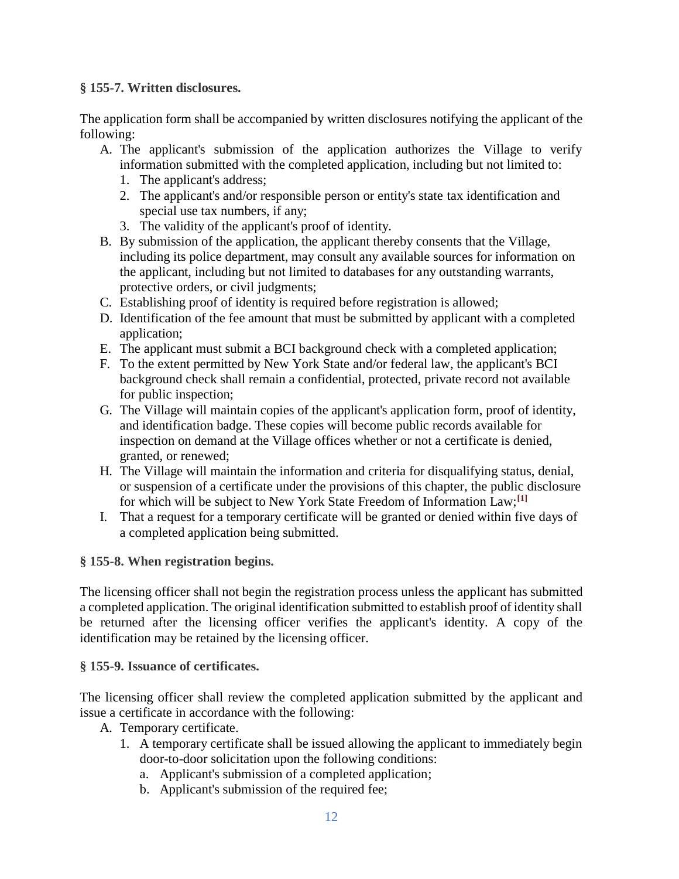**§ 155-7. Written disclosures.**

The application form shall be accompanied by written disclosures notifying the applicant of the following:

A. The applicant's submission of the application authorizes the Village to verify information submitted with the completed application, including but not limited to:
   1. The applicant's address;
   2. The applicant's and/or responsible person or entity's state tax identification and special use tax numbers, if any;
   3. The validity of the applicant's proof of identity.

B. By submission of the application, the applicant thereby consents that the Village, including its police department, may consult any available sources for information on the applicant, including but not limited to databases for any outstanding warrants, protective orders, or civil judgments;

C. Establishing proof of identity is required before registration is allowed;

D. Identification of the fee amount that must be submitted by applicant with a completed application;

E. The applicant must submit a BCI background check with a completed application;

F. To the extent permitted by New York State and/or federal law, the applicant's BCI background check shall remain a confidential, protected, private record not available for public inspection;

G. The Village will maintain copies of the applicant's application form, proof of identity, and identification badge. These copies will become public records available for inspection on demand at the Village offices whether or not a certificate is denied, granted, or renewed;

H. The Village will maintain the information and criteria for disqualifying status, denial, or suspension of a certificate under the provisions of this chapter, the public disclosure for which will be subject to New York State Freedom of Information Law;[1]

I. That a request for a temporary certificate will be granted or denied within five days of a completed application being submitted.

**§ 155-8. When registration begins.**

The licensing officer shall not begin the registration process unless the applicant has submitted a completed application. The original identification submitted to establish proof of identity shall be returned after the licensing officer verifies the applicant's identity. A copy of the identification may be retained by the licensing officer.

**§ 155-9. Issuance of certificates.**

The licensing officer shall review the completed application submitted by the applicant and issue a certificate in accordance with the following:

A. Temporary certificate.
   1. A temporary certificate shall be issued allowing the applicant to immediately begin door-to-door solicitation upon the following conditions:
      a. Applicant's submission of a completed application;
      b. Applicant's submission of the required fee;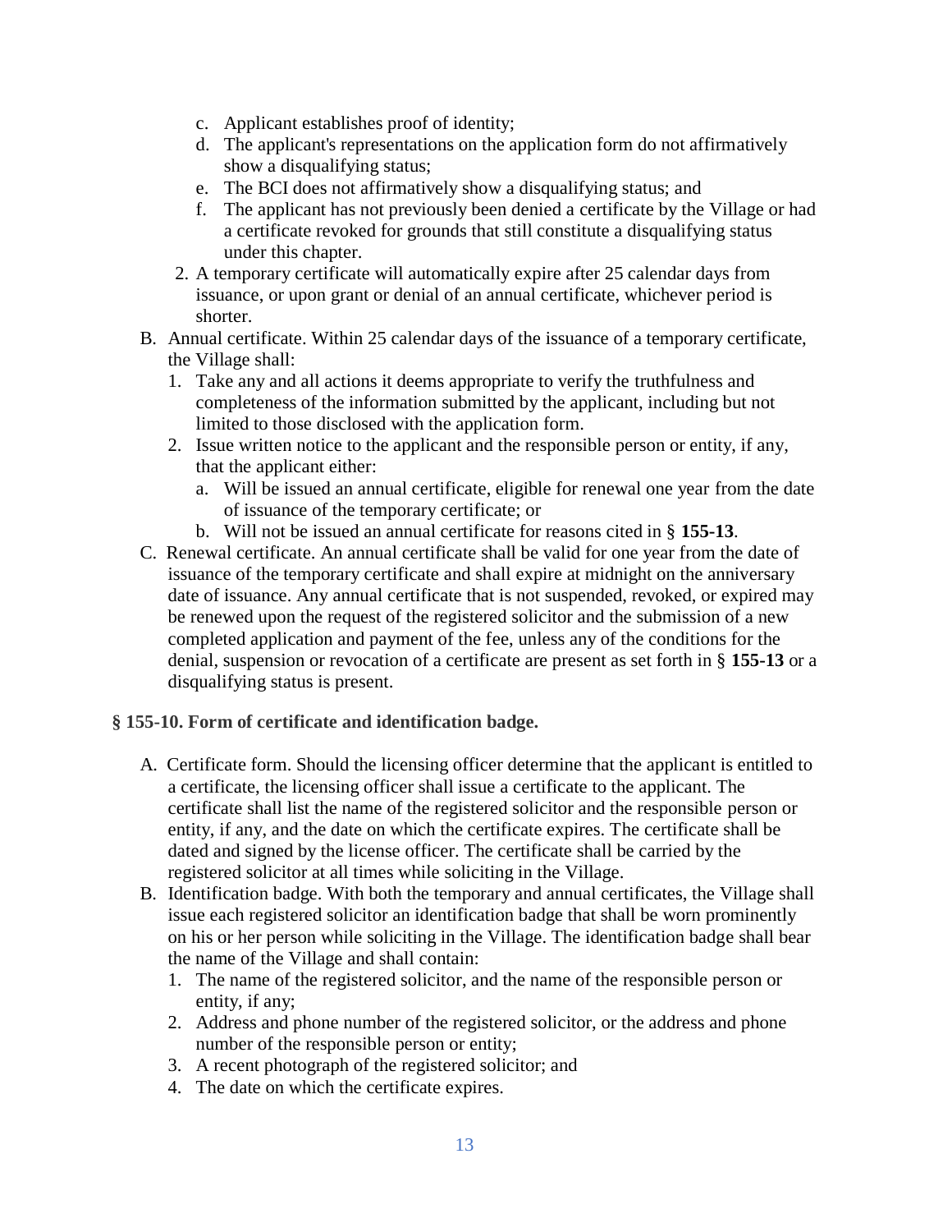c. Applicant establishes proof of identity;
   d. The applicant's representations on the application form do not affirmatively show a disqualifying status;
   e. The BCI does not affirmatively show a disqualifying status; and
   f. The applicant has not previously been denied a certificate by the Village or had a certificate revoked for grounds that still constitute a disqualifying status under this chapter.
2. A temporary certificate will automatically expire after 25 calendar days from issuance, or upon grant or denial of an annual certificate, whichever period is shorter.

B. Annual certificate. Within 25 calendar days of the issuance of a temporary certificate, the Village shall:
   1. Take any and all actions it deems appropriate to verify the truthfulness and completeness of the information submitted by the applicant, including but not limited to those disclosed with the application form.
   2. Issue written notice to the applicant and the responsible person or entity, if any, that the applicant either:
      a. Will be issued an annual certificate, eligible for renewal one year from the date of issuance of the temporary certificate; or
      b. Will not be issued an annual certificate for reasons cited in § **155-13**.

C. Renewal certificate. An annual certificate shall be valid for one year from the date of issuance of the temporary certificate and shall expire at midnight on the anniversary date of issuance. Any annual certificate that is not suspended, revoked, or expired may be renewed upon the request of the registered solicitor and the submission of a new completed application and payment of the fee, unless any of the conditions for the denial, suspension or revocation of a certificate are present as set forth in § **155-13** or a disqualifying status is present.

**§ 155-10. Form of certificate and identification badge.**

A. Certificate form. Should the licensing officer determine that the applicant is entitled to a certificate, the licensing officer shall issue a certificate to the applicant. The certificate shall list the name of the registered solicitor and the responsible person or entity, if any, and the date on which the certificate expires. The certificate shall be dated and signed by the license officer. The certificate shall be carried by the registered solicitor at all times while soliciting in the Village.

B. Identification badge. With both the temporary and annual certificates, the Village shall issue each registered solicitor an identification badge that shall be worn prominently on his or her person while soliciting in the Village. The identification badge shall bear the name of the Village and shall contain:
   1. The name of the registered solicitor, and the name of the responsible person or entity, if any;
   2. Address and phone number of the registered solicitor, or the address and phone number of the responsible person or entity;
   3. A recent photograph of the registered solicitor; and
   4. The date on which the certificate expires.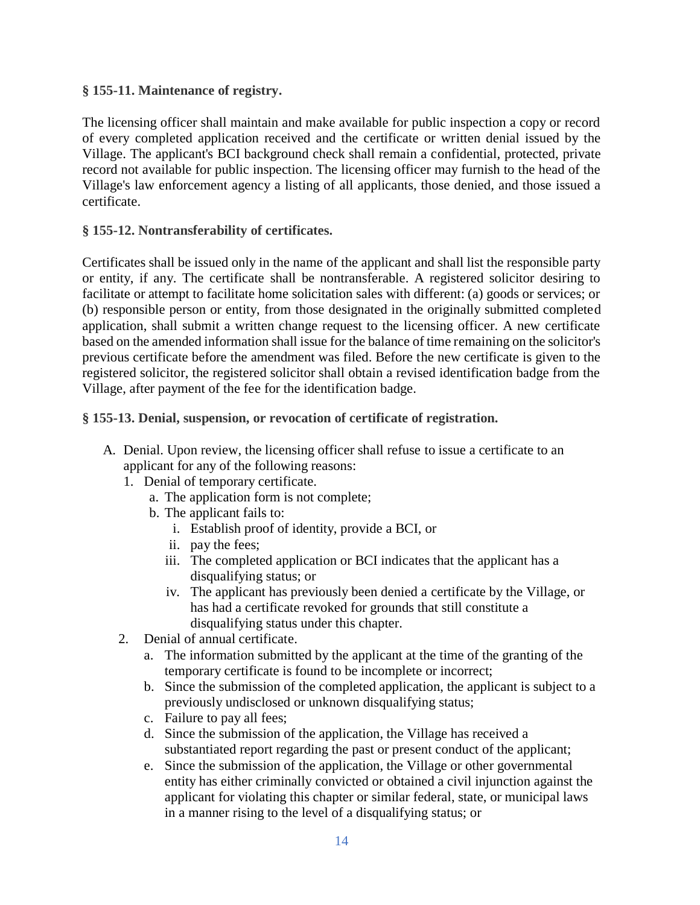**§ 155-11. Maintenance of registry.**

The licensing officer shall maintain and make available for public inspection a copy or record of every completed application received and the certificate or written denial issued by the Village. The applicant's BCI background check shall remain a confidential, protected, private record not available for public inspection. The licensing officer may furnish to the head of the Village's law enforcement agency a listing of all applicants, those denied, and those issued a certificate.

**§ 155-12. Nontransferability of certificates.**

Certificates shall be issued only in the name of the applicant and shall list the responsible party or entity, if any. The certificate shall be nontransferable. A registered solicitor desiring to facilitate or attempt to facilitate home solicitation sales with different: (a) goods or services; or (b) responsible person or entity, from those designated in the originally submitted completed application, shall submit a written change request to the licensing officer. A new certificate based on the amended information shall issue for the balance of time remaining on the solicitor's previous certificate before the amendment was filed. Before the new certificate is given to the registered solicitor, the registered solicitor shall obtain a revised identification badge from the Village, after payment of the fee for the identification badge.

**§ 155-13. Denial, suspension, or revocation of certificate of registration.**

A. Denial. Upon review, the licensing officer shall refuse to issue a certificate to an applicant for any of the following reasons:
   1. Denial of temporary certificate.
      a. The application form is not complete;
      b. The applicant fails to:
         i. Establish proof of identity, provide a BCI, or
         ii. pay the fees;
         iii. The completed application or BCI indicates that the applicant has a disqualifying status; or
         iv. The applicant has previously been denied a certificate by the Village, or has had a certificate revoked for grounds that still constitute a disqualifying status under this chapter.
   2. Denial of annual certificate.
      a. The information submitted by the applicant at the time of the granting of the temporary certificate is found to be incomplete or incorrect;
      b. Since the submission of the completed application, the applicant is subject to a previously undisclosed or unknown disqualifying status;
      c. Failure to pay all fees;
      d. Since the submission of the application, the Village has received a substantiated report regarding the past or present conduct of the applicant;
      e. Since the submission of the application, the Village or other governmental entity has either criminally convicted or obtained a civil injunction against the applicant for violating this chapter or similar federal, state, or municipal laws in a manner rising to the level of a disqualifying status; or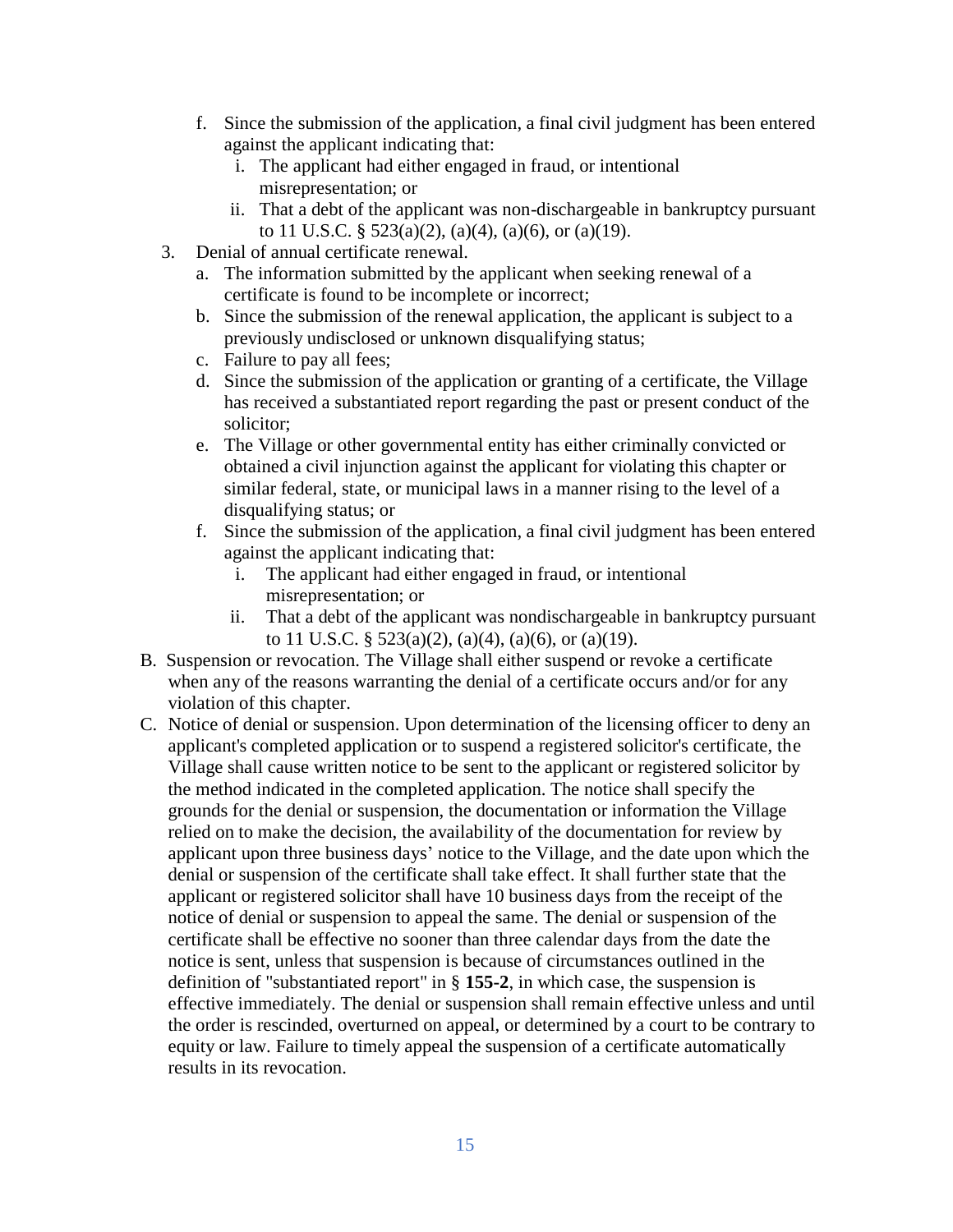f. Since the submission of the application, a final civil judgment has been entered against the applicant indicating that:
      i. The applicant had either engaged in fraud, or intentional misrepresentation; or
      ii. That a debt of the applicant was non-dischargeable in bankruptcy pursuant to 11 U.S.C. § 523(a)(2), (a)(4), (a)(6), or (a)(19).
3. Denial of annual certificate renewal.
   a. The information submitted by the applicant when seeking renewal of a certificate is found to be incomplete or incorrect;
   b. Since the submission of the renewal application, the applicant is subject to a previously undisclosed or unknown disqualifying status;
   c. Failure to pay all fees;
   d. Since the submission of the application or granting of a certificate, the Village has received a substantiated report regarding the past or present conduct of the solicitor;
   e. The Village or other governmental entity has either criminally convicted or obtained a civil injunction against the applicant for violating this chapter or similar federal, state, or municipal laws in a manner rising to the level of a disqualifying status; or
   f. Since the submission of the application, a final civil judgment has been entered against the applicant indicating that:
      i. The applicant had either engaged in fraud, or intentional misrepresentation; or
      ii. That a debt of the applicant was nondischargeable in bankruptcy pursuant to 11 U.S.C. § 523(a)(2), (a)(4), (a)(6), or (a)(19).

B. Suspension or revocation. The Village shall either suspend or revoke a certificate when any of the reasons warranting the denial of a certificate occurs and/or for any violation of this chapter.

C. Notice of denial or suspension. Upon determination of the licensing officer to deny an applicant's completed application or to suspend a registered solicitor's certificate, the Village shall cause written notice to be sent to the applicant or registered solicitor by the method indicated in the completed application. The notice shall specify the grounds for the denial or suspension, the documentation or information the Village relied on to make the decision, the availability of the documentation for review by applicant upon three business days' notice to the Village, and the date upon which the denial or suspension of the certificate shall take effect. It shall further state that the applicant or registered solicitor shall have 10 business days from the receipt of the notice of denial or suspension to appeal the same. The denial or suspension of the certificate shall be effective no sooner than three calendar days from the date the notice is sent, unless that suspension is because of circumstances outlined in the definition of "substantiated report" in § **155-2**, in which case, the suspension is effective immediately. The denial or suspension shall remain effective unless and until the order is rescinded, overturned on appeal, or determined by a court to be contrary to equity or law. Failure to timely appeal the suspension of a certificate automatically results in its revocation.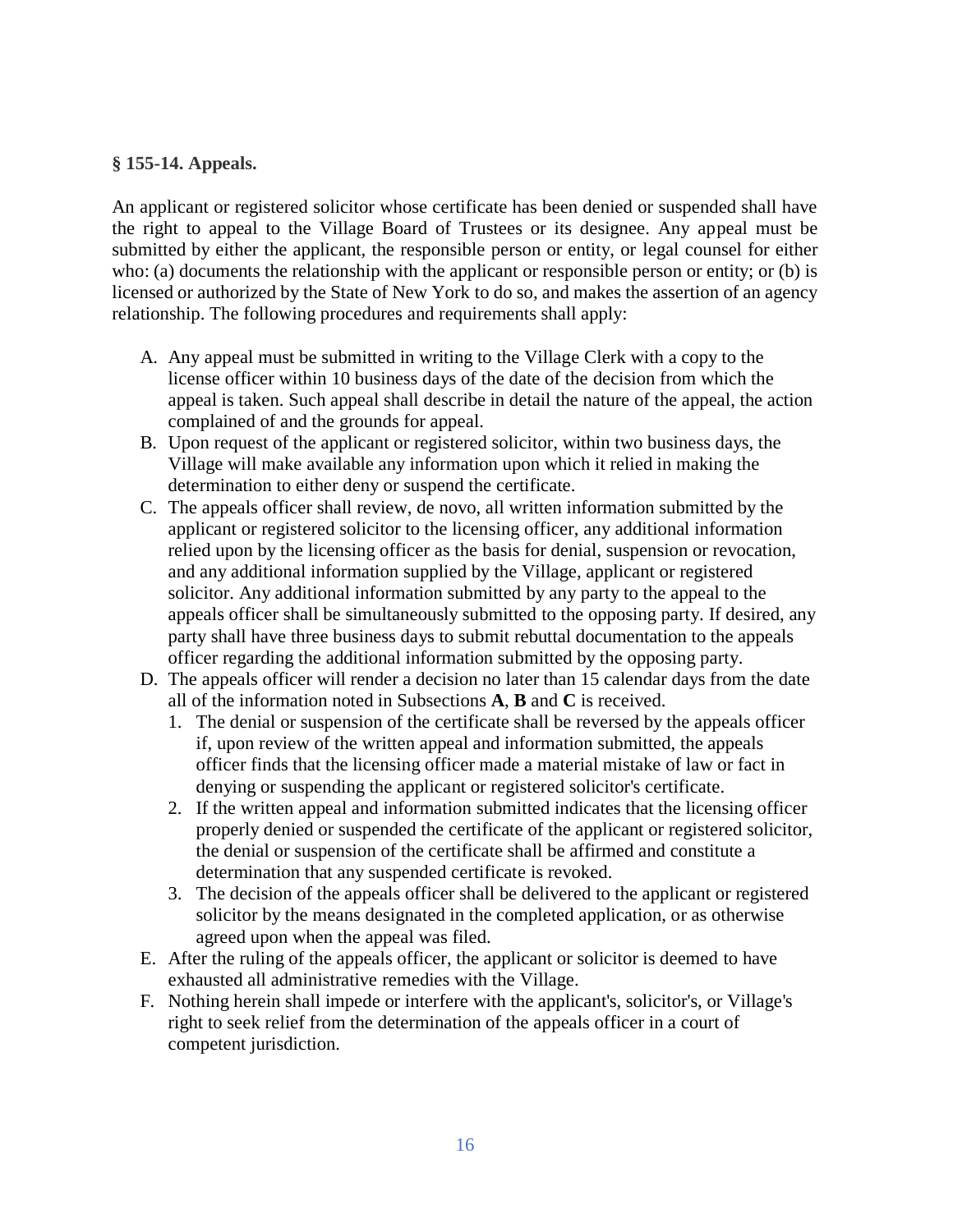**§ 155-14. Appeals.**

An applicant or registered solicitor whose certificate has been denied or suspended shall have the right to appeal to the Village Board of Trustees or its designee. Any appeal must be submitted by either the applicant, the responsible person or entity, or legal counsel for either who: (a) documents the relationship with the applicant or responsible person or entity; or (b) is licensed or authorized by the State of New York to do so, and makes the assertion of an agency relationship. The following procedures and requirements shall apply:

A. Any appeal must be submitted in writing to the Village Clerk with a copy to the license officer within 10 business days of the date of the decision from which the appeal is taken. Such appeal shall describe in detail the nature of the appeal, the action complained of and the grounds for appeal.

B. Upon request of the applicant or registered solicitor, within two business days, the Village will make available any information upon which it relied in making the determination to either deny or suspend the certificate.

C. The appeals officer shall review, de novo, all written information submitted by the applicant or registered solicitor to the licensing officer, any additional information relied upon by the licensing officer as the basis for denial, suspension or revocation, and any additional information supplied by the Village, applicant or registered solicitor. Any additional information submitted by any party to the appeal to the appeals officer shall be simultaneously submitted to the opposing party. If desired, any party shall have three business days to submit rebuttal documentation to the appeals officer regarding the additional information submitted by the opposing party.

D. The appeals officer will render a decision no later than 15 calendar days from the date all of the information noted in Subsections **A**, **B** and **C** is received.
   1. The denial or suspension of the certificate shall be reversed by the appeals officer if, upon review of the written appeal and information submitted, the appeals officer finds that the licensing officer made a material mistake of law or fact in denying or suspending the applicant or registered solicitor's certificate.
   2. If the written appeal and information submitted indicates that the licensing officer properly denied or suspended the certificate of the applicant or registered solicitor, the denial or suspension of the certificate shall be affirmed and constitute a determination that any suspended certificate is revoked.
   3. The decision of the appeals officer shall be delivered to the applicant or registered solicitor by the means designated in the completed application, or as otherwise agreed upon when the appeal was filed.

E. After the ruling of the appeals officer, the applicant or solicitor is deemed to have exhausted all administrative remedies with the Village.

F. Nothing herein shall impede or interfere with the applicant's, solicitor's, or Village's right to seek relief from the determination of the appeals officer in a court of competent jurisdiction.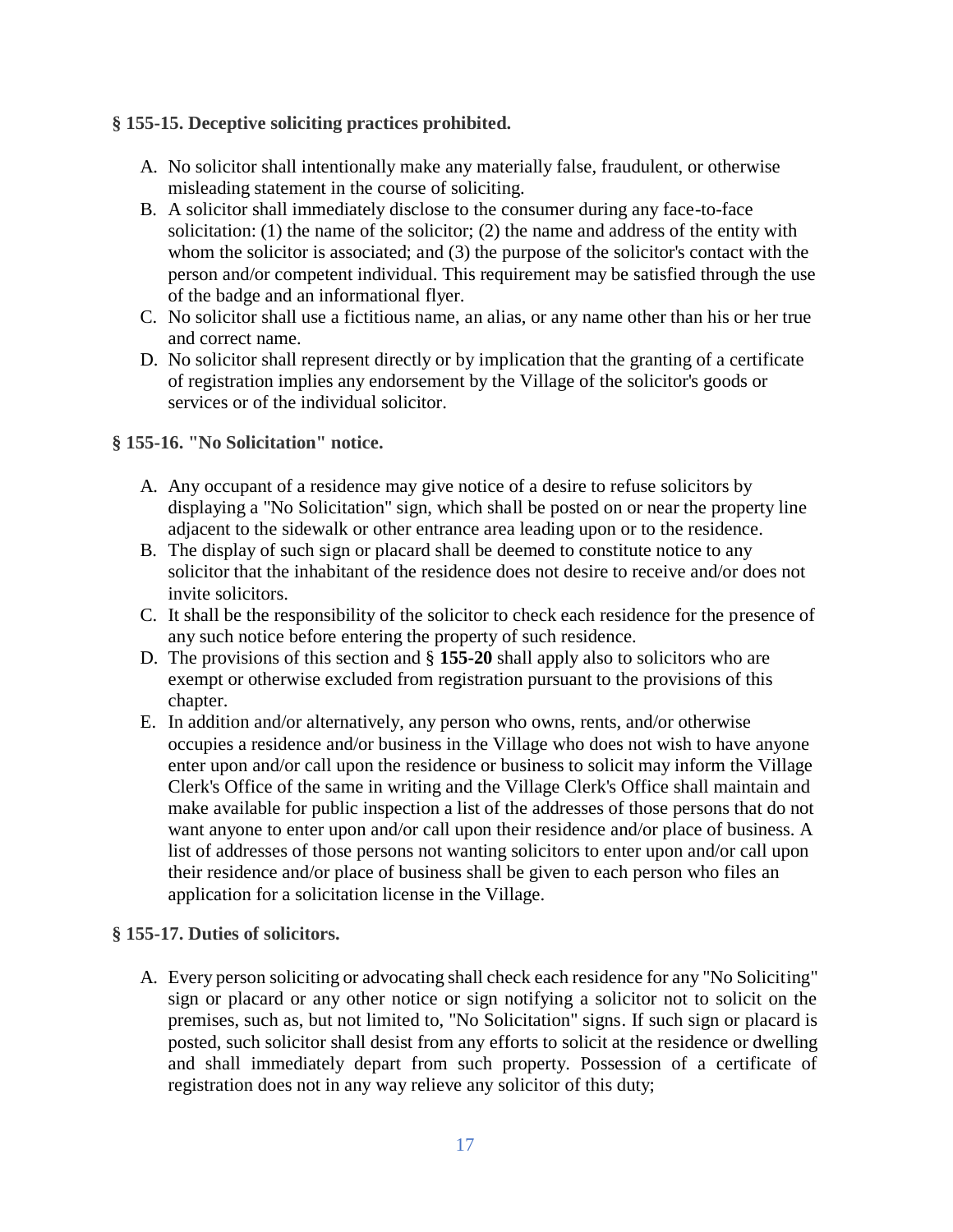**§ 155-15. Deceptive soliciting practices prohibited.**

A. No solicitor shall intentionally make any materially false, fraudulent, or otherwise misleading statement in the course of soliciting.
B. A solicitor shall immediately disclose to the consumer during any face-to-face solicitation: (1) the name of the solicitor; (2) the name and address of the entity with whom the solicitor is associated; and (3) the purpose of the solicitor's contact with the person and/or competent individual. This requirement may be satisfied through the use of the badge and an informational flyer.
C. No solicitor shall use a fictitious name, an alias, or any name other than his or her true and correct name.
D. No solicitor shall represent directly or by implication that the granting of a certificate of registration implies any endorsement by the Village of the solicitor's goods or services or of the individual solicitor.

**§ 155-16. "No Solicitation" notice.**

A. Any occupant of a residence may give notice of a desire to refuse solicitors by displaying a "No Solicitation" sign, which shall be posted on or near the property line adjacent to the sidewalk or other entrance area leading upon or to the residence.
B. The display of such sign or placard shall be deemed to constitute notice to any solicitor that the inhabitant of the residence does not desire to receive and/or does not invite solicitors.
C. It shall be the responsibility of the solicitor to check each residence for the presence of any such notice before entering the property of such residence.
D. The provisions of this section and § **155-20** shall apply also to solicitors who are exempt or otherwise excluded from registration pursuant to the provisions of this chapter.
E. In addition and/or alternatively, any person who owns, rents, and/or otherwise occupies a residence and/or business in the Village who does not wish to have anyone enter upon and/or call upon the residence or business to solicit may inform the Village Clerk's Office of the same in writing and the Village Clerk's Office shall maintain and make available for public inspection a list of the addresses of those persons that do not want anyone to enter upon and/or call upon their residence and/or place of business. A list of addresses of those persons not wanting solicitors to enter upon and/or call upon their residence and/or place of business shall be given to each person who files an application for a solicitation license in the Village.

**§ 155-17. Duties of solicitors.**

A. Every person soliciting or advocating shall check each residence for any "No Soliciting" sign or placard or any other notice or sign notifying a solicitor not to solicit on the premises, such as, but not limited to, "No Solicitation" signs. If such sign or placard is posted, such solicitor shall desist from any efforts to solicit at the residence or dwelling and shall immediately depart from such property. Possession of a certificate of registration does not in any way relieve any solicitor of this duty;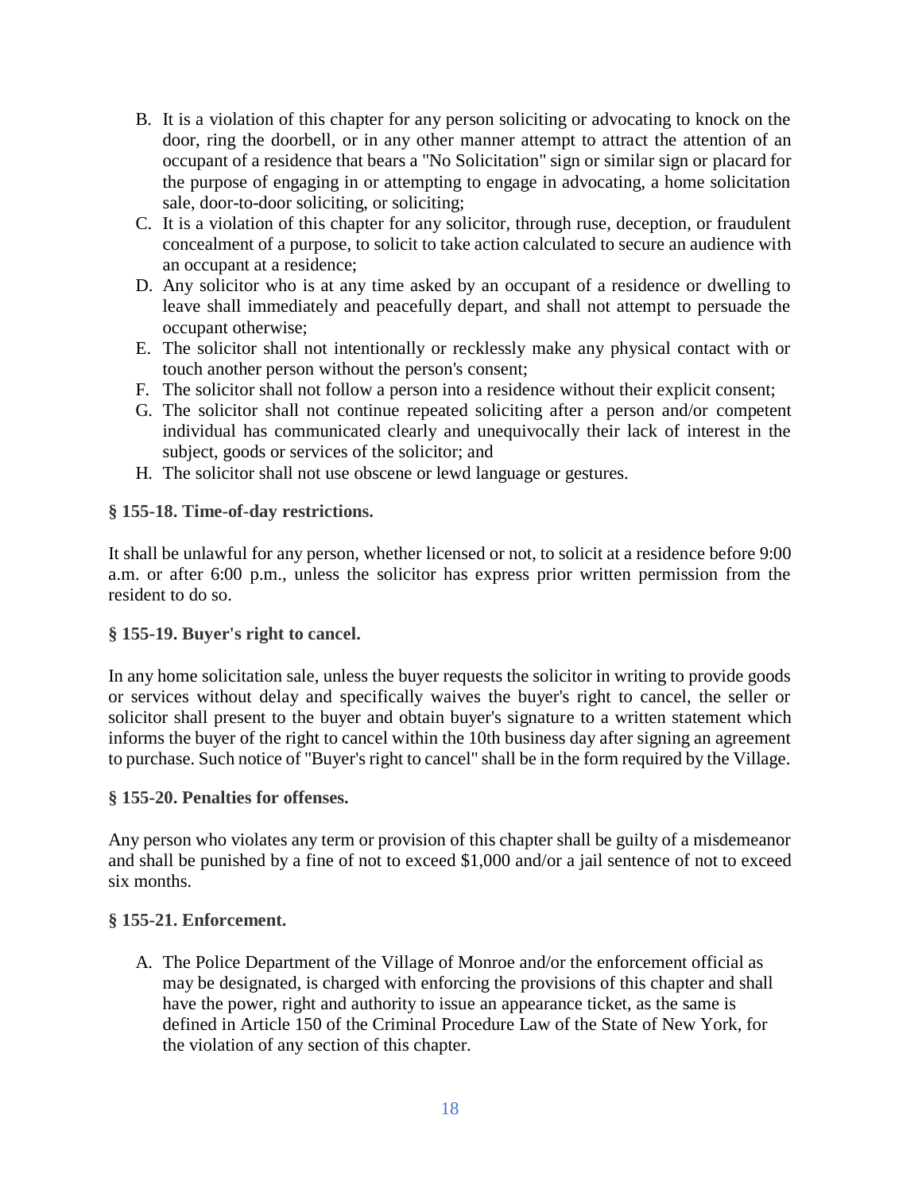B. It is a violation of this chapter for any person soliciting or advocating to knock on the door, ring the doorbell, or in any other manner attempt to attract the attention of an occupant of a residence that bears a "No Solicitation" sign or similar sign or placard for the purpose of engaging in or attempting to engage in advocating, a home solicitation sale, door-to-door soliciting, or soliciting;
C. It is a violation of this chapter for any solicitor, through ruse, deception, or fraudulent concealment of a purpose, to solicit to take action calculated to secure an audience with an occupant at a residence;
D. Any solicitor who is at any time asked by an occupant of a residence or dwelling to leave shall immediately and peacefully depart, and shall not attempt to persuade the occupant otherwise;
E. The solicitor shall not intentionally or recklessly make any physical contact with or touch another person without the person's consent;
F. The solicitor shall not follow a person into a residence without their explicit consent;
G. The solicitor shall not continue repeated soliciting after a person and/or competent individual has communicated clearly and unequivocally their lack of interest in the subject, goods or services of the solicitor; and
H. The solicitor shall not use obscene or lewd language or gestures.

**§ 155-18. Time-of-day restrictions.**

It shall be unlawful for any person, whether licensed or not, to solicit at a residence before 9:00 a.m. or after 6:00 p.m., unless the solicitor has express prior written permission from the resident to do so.

**§ 155-19. Buyer's right to cancel.**

In any home solicitation sale, unless the buyer requests the solicitor in writing to provide goods or services without delay and specifically waives the buyer's right to cancel, the seller or solicitor shall present to the buyer and obtain buyer's signature to a written statement which informs the buyer of the right to cancel within the 10th business day after signing an agreement to purchase. Such notice of "Buyer's right to cancel" shall be in the form required by the Village.

**§ 155-20. Penalties for offenses.**

Any person who violates any term or provision of this chapter shall be guilty of a misdemeanor and shall be punished by a fine of not to exceed $1,000 and/or a jail sentence of not to exceed six months.

**§ 155-21. Enforcement.**

A. The Police Department of the Village of Monroe and/or the enforcement official as may be designated, is charged with enforcing the provisions of this chapter and shall have the power, right and authority to issue an appearance ticket, as the same is defined in Article 150 of the Criminal Procedure Law of the State of New York, for the violation of any section of this chapter.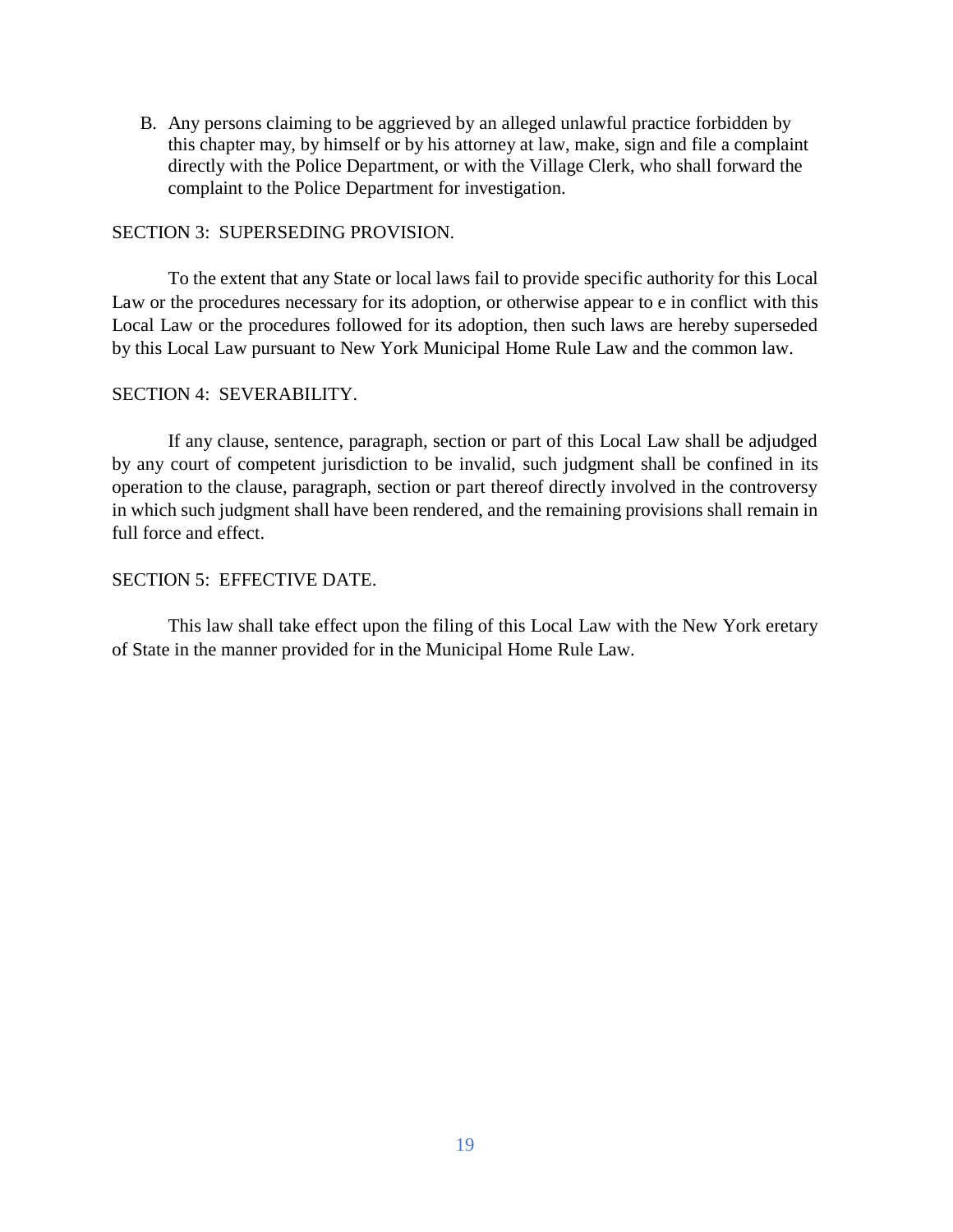B. Any persons claiming to be aggrieved by an alleged unlawful practice forbidden by this chapter may, by himself or by his attorney at law, make, sign and file a complaint directly with the Police Department, or with the Village Clerk, who shall forward the complaint to the Police Department for investigation.

SECTION 3: SUPERSEDING PROVISION.

To the extent that any State or local laws fail to provide specific authority for this Local Law or the procedures necessary for its adoption, or otherwise appear to e in conflict with this Local Law or the procedures followed for its adoption, then such laws are hereby superseded by this Local Law pursuant to New York Municipal Home Rule Law and the common law.

SECTION 4: SEVERABILITY.

If any clause, sentence, paragraph, section or part of this Local Law shall be adjudged by any court of competent jurisdiction to be invalid, such judgment shall be confined in its operation to the clause, paragraph, section or part thereof directly involved in the controversy in which such judgment shall have been rendered, and the remaining provisions shall remain in full force and effect.

SECTION 5: EFFECTIVE DATE.

This law shall take effect upon the filing of this Local Law with the New York eretary of State in the manner provided for in the Municipal Home Rule Law.